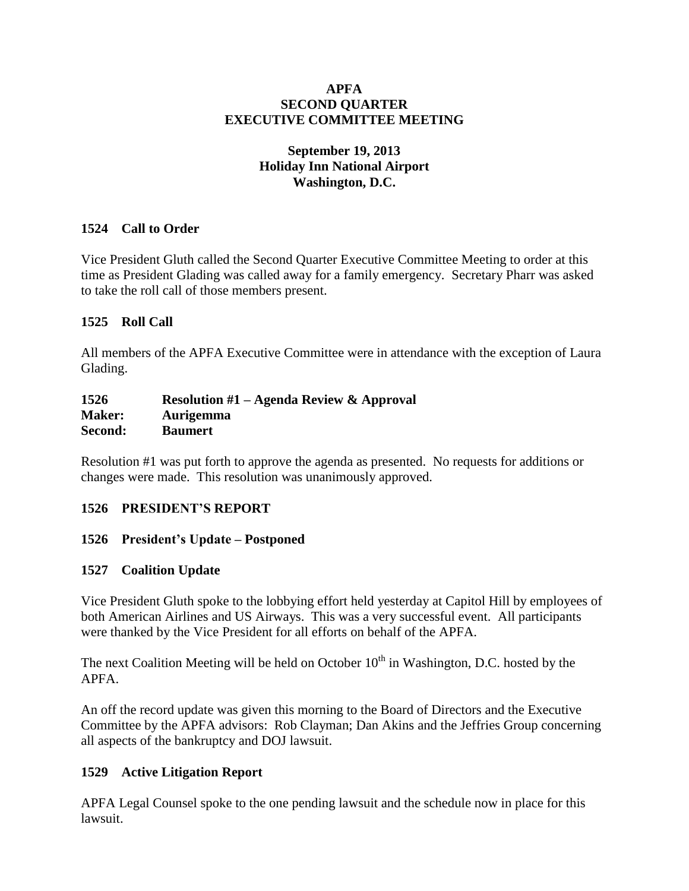**APFA**
**SECOND QUARTER**
**EXECUTIVE COMMITTEE MEETING**

**September 19, 2013**
**Holiday Inn National Airport**
**Washington, D.C.**

**1524 Call to Order**

Vice President Gluth called the Second Quarter Executive Committee Meeting to order at this time as President Glading was called away for a family emergency. Secretary Pharr was asked to take the roll call of those members present.

**1525 Roll Call**

All members of the APFA Executive Committee were in attendance with the exception of Laura Glading.

**1526 Resolution #1 – Agenda Review & Approval**
**Maker: Aurigemma**
**Second: Baumert**

Resolution #1 was put forth to approve the agenda as presented. No requests for additions or changes were made. This resolution was unanimously approved.

**1526 PRESIDENT'S REPORT**

**1526 President's Update – Postponed**

**1527 Coalition Update**

Vice President Gluth spoke to the lobbying effort held yesterday at Capitol Hill by employees of both American Airlines and US Airways. This was a very successful event. All participants were thanked by the Vice President for all efforts on behalf of the APFA.

The next Coalition Meeting will be held on October 10th in Washington, D.C. hosted by the APFA.

An off the record update was given this morning to the Board of Directors and the Executive Committee by the APFA advisors: Rob Clayman; Dan Akins and the Jeffries Group concerning all aspects of the bankruptcy and DOJ lawsuit.

**1529 Active Litigation Report**

APFA Legal Counsel spoke to the one pending lawsuit and the schedule now in place for this lawsuit.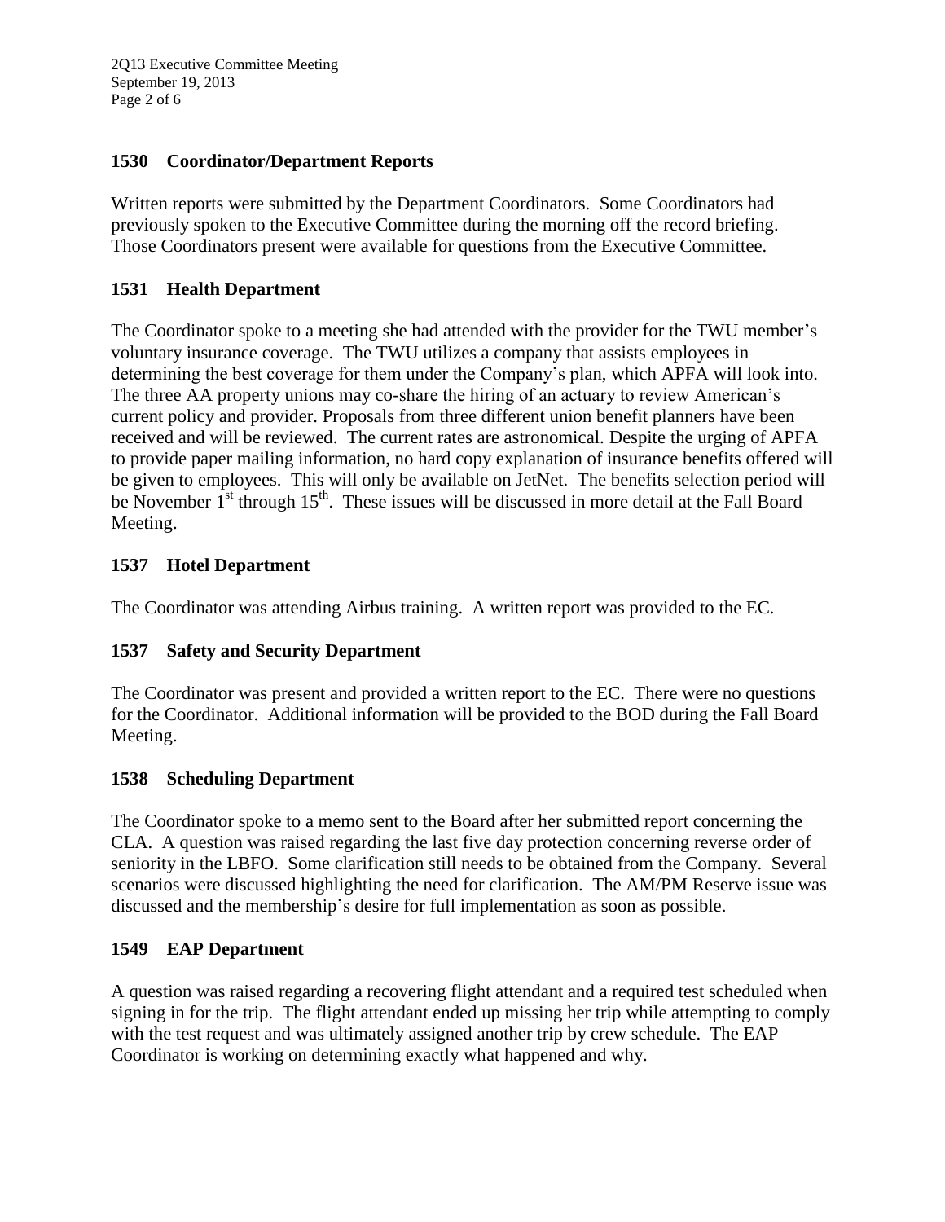### 1530 Coordinator/Department Reports

Written reports were submitted by the Department Coordinators. Some Coordinators had previously spoken to the Executive Committee during the morning off the record briefing. Those Coordinators present were available for questions from the Executive Committee.

### 1531 Health Department

The Coordinator spoke to a meeting she had attended with the provider for the TWU member's voluntary insurance coverage. The TWU utilizes a company that assists employees in determining the best coverage for them under the Company's plan, which APFA will look into. The three AA property unions may co-share the hiring of an actuary to review American's current policy and provider. Proposals from three different union benefit planners have been received and will be reviewed. The current rates are astronomical. Despite the urging of APFA to provide paper mailing information, no hard copy explanation of insurance benefits offered will be given to employees. This will only be available on JetNet. The benefits selection period will be November 1st through 15th. These issues will be discussed in more detail at the Fall Board Meeting.

### 1537 Hotel Department

The Coordinator was attending Airbus training. A written report was provided to the EC.

### 1537 Safety and Security Department

The Coordinator was present and provided a written report to the EC. There were no questions for the Coordinator. Additional information will be provided to the BOD during the Fall Board Meeting.

### 1538 Scheduling Department

The Coordinator spoke to a memo sent to the Board after her submitted report concerning the CLA. A question was raised regarding the last five day protection concerning reverse order of seniority in the LBFO. Some clarification still needs to be obtained from the Company. Several scenarios were discussed highlighting the need for clarification. The AM/PM Reserve issue was discussed and the membership's desire for full implementation as soon as possible.

### 1549 EAP Department

A question was raised regarding a recovering flight attendant and a required test scheduled when signing in for the trip. The flight attendant ended up missing her trip while attempting to comply with the test request and was ultimately assigned another trip by crew schedule. The EAP Coordinator is working on determining exactly what happened and why.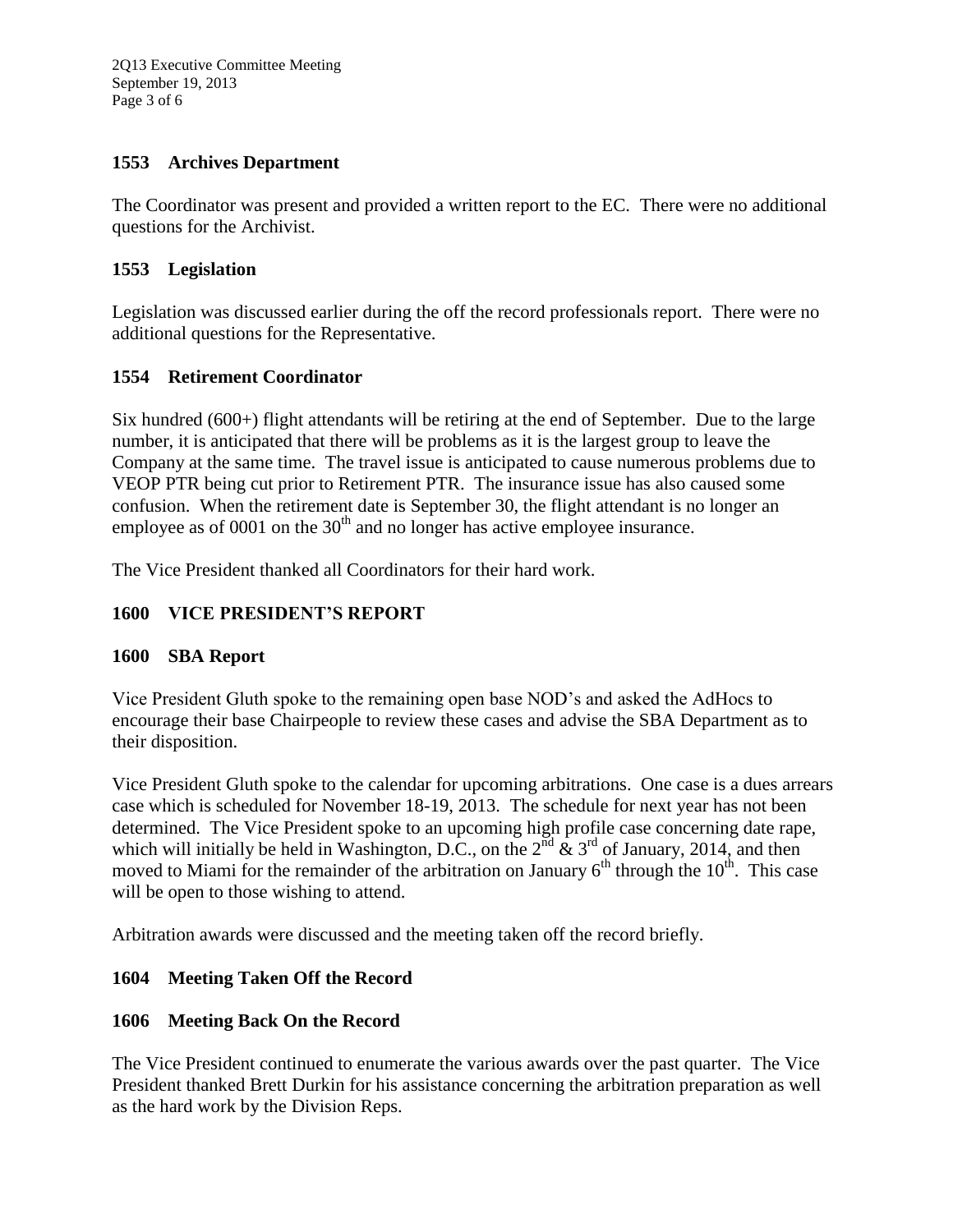## 1553 Archives Department

The Coordinator was present and provided a written report to the EC. There were no additional questions for the Archivist.

## 1553 Legislation

Legislation was discussed earlier during the off the record professionals report. There were no additional questions for the Representative.

## 1554 Retirement Coordinator

Six hundred (600+) flight attendants will be retiring at the end of September. Due to the large number, it is anticipated that there will be problems as it is the largest group to leave the Company at the same time. The travel issue is anticipated to cause numerous problems due to VEOP PTR being cut prior to Retirement PTR. The insurance issue has also caused some confusion. When the retirement date is September 30, the flight attendant is no longer an employee as of 0001 on the 30th and no longer has active employee insurance.

The Vice President thanked all Coordinators for their hard work.

## 1600 VICE PRESIDENT'S REPORT

## 1600 SBA Report

Vice President Gluth spoke to the remaining open base NOD's and asked the AdHocs to encourage their base Chairpeople to review these cases and advise the SBA Department as to their disposition.

Vice President Gluth spoke to the calendar for upcoming arbitrations. One case is a dues arrears case which is scheduled for November 18-19, 2013. The schedule for next year has not been determined. The Vice President spoke to an upcoming high profile case concerning date rape, which will initially be held in Washington, D.C., on the 2nd & 3rd of January, 2014, and then moved to Miami for the remainder of the arbitration on January 6th through the 10th. This case will be open to those wishing to attend.

Arbitration awards were discussed and the meeting taken off the record briefly.

## 1604 Meeting Taken Off the Record

## 1606 Meeting Back On the Record

The Vice President continued to enumerate the various awards over the past quarter. The Vice President thanked Brett Durkin for his assistance concerning the arbitration preparation as well as the hard work by the Division Reps.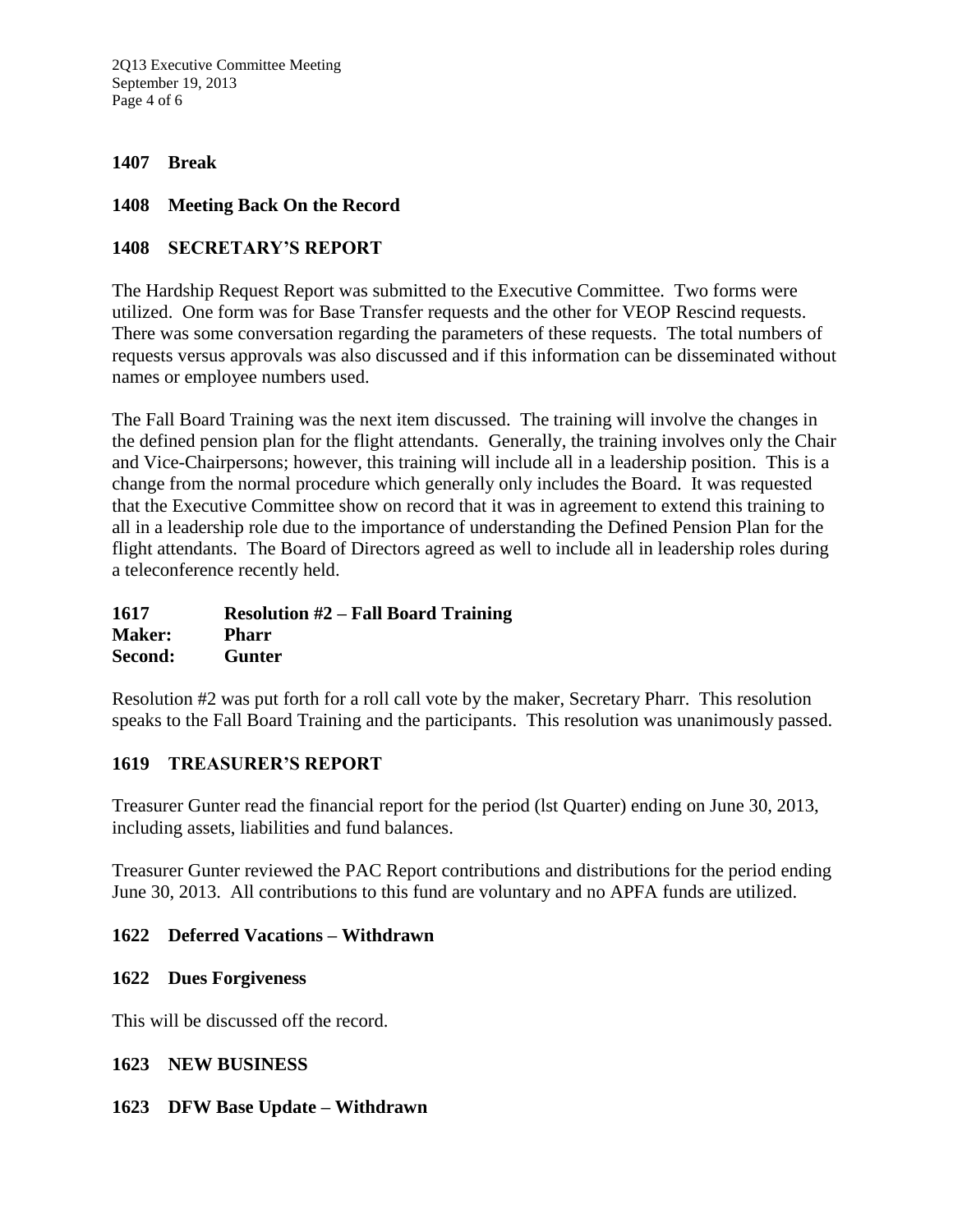**1407 Break**

**1408 Meeting Back On the Record**

**1408 SECRETARY'S REPORT**

The Hardship Request Report was submitted to the Executive Committee. Two forms were utilized. One form was for Base Transfer requests and the other for VEOP Rescind requests. There was some conversation regarding the parameters of these requests. The total numbers of requests versus approvals was also discussed and if this information can be disseminated without names or employee numbers used.

The Fall Board Training was the next item discussed. The training will involve the changes in the defined pension plan for the flight attendants. Generally, the training involves only the Chair and Vice-Chairpersons; however, this training will include all in a leadership position. This is a change from the normal procedure which generally only includes the Board. It was requested that the Executive Committee show on record that it was in agreement to extend this training to all in a leadership role due to the importance of understanding the Defined Pension Plan for the flight attendants. The Board of Directors agreed as well to include all in leadership roles during a teleconference recently held.

**1617 Resolution #2 – Fall Board Training**
**Maker: Pharr**
**Second: Gunter**

Resolution #2 was put forth for a roll call vote by the maker, Secretary Pharr. This resolution speaks to the Fall Board Training and the participants. This resolution was unanimously passed.

**1619 TREASURER'S REPORT**

Treasurer Gunter read the financial report for the period (lst Quarter) ending on June 30, 2013, including assets, liabilities and fund balances.

Treasurer Gunter reviewed the PAC Report contributions and distributions for the period ending June 30, 2013. All contributions to this fund are voluntary and no APFA funds are utilized.

**1622 Deferred Vacations – Withdrawn**

**1622 Dues Forgiveness**

This will be discussed off the record.

**1623 NEW BUSINESS**

**1623 DFW Base Update – Withdrawn**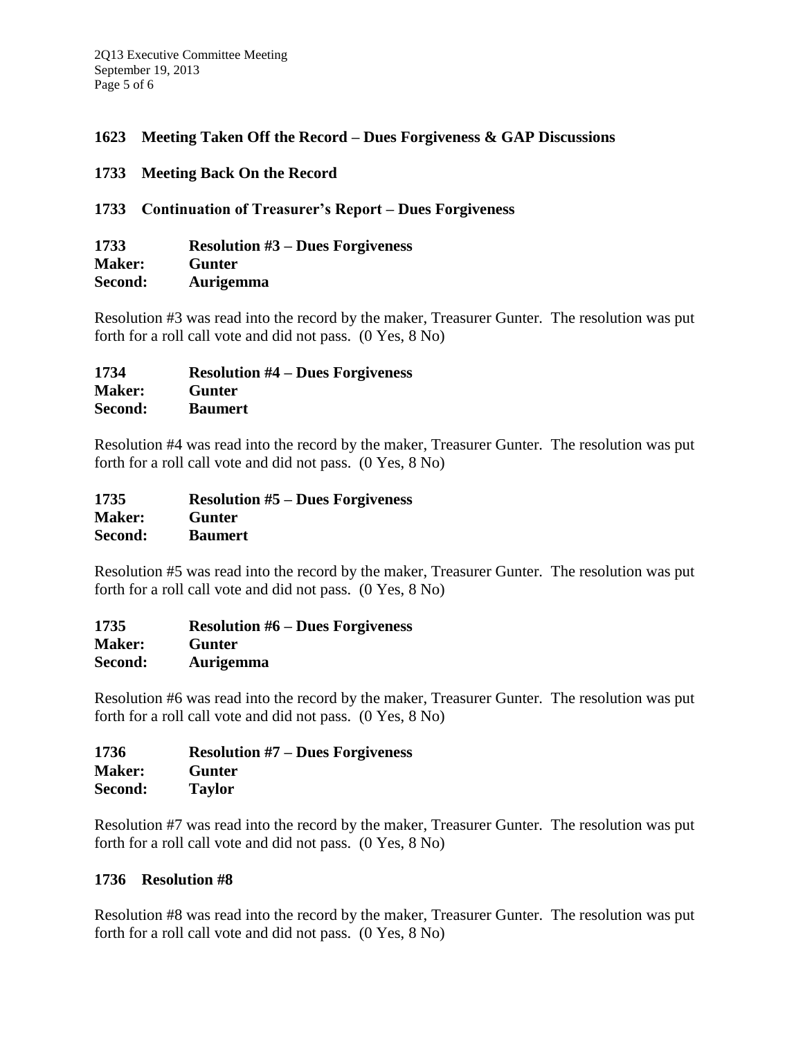**1623 Meeting Taken Off the Record – Dues Forgiveness & GAP Discussions**

**1733 Meeting Back On the Record**

**1733 Continuation of Treasurer's Report – Dues Forgiveness**

**1733 Resolution #3 – Dues Forgiveness**
**Maker: Gunter**
**Second: Aurigemma**

Resolution #3 was read into the record by the maker, Treasurer Gunter. The resolution was put forth for a roll call vote and did not pass. (0 Yes, 8 No)

**1734 Resolution #4 – Dues Forgiveness**
**Maker: Gunter**
**Second: Baumert**

Resolution #4 was read into the record by the maker, Treasurer Gunter. The resolution was put forth for a roll call vote and did not pass. (0 Yes, 8 No)

**1735 Resolution #5 – Dues Forgiveness**
**Maker: Gunter**
**Second: Baumert**

Resolution #5 was read into the record by the maker, Treasurer Gunter. The resolution was put forth for a roll call vote and did not pass. (0 Yes, 8 No)

**1735 Resolution #6 – Dues Forgiveness**
**Maker: Gunter**
**Second: Aurigemma**

Resolution #6 was read into the record by the maker, Treasurer Gunter. The resolution was put forth for a roll call vote and did not pass. (0 Yes, 8 No)

**1736 Resolution #7 – Dues Forgiveness**
**Maker: Gunter**
**Second: Taylor**

Resolution #7 was read into the record by the maker, Treasurer Gunter. The resolution was put forth for a roll call vote and did not pass. (0 Yes, 8 No)

**1736 Resolution #8**

Resolution #8 was read into the record by the maker, Treasurer Gunter. The resolution was put forth for a roll call vote and did not pass. (0 Yes, 8 No)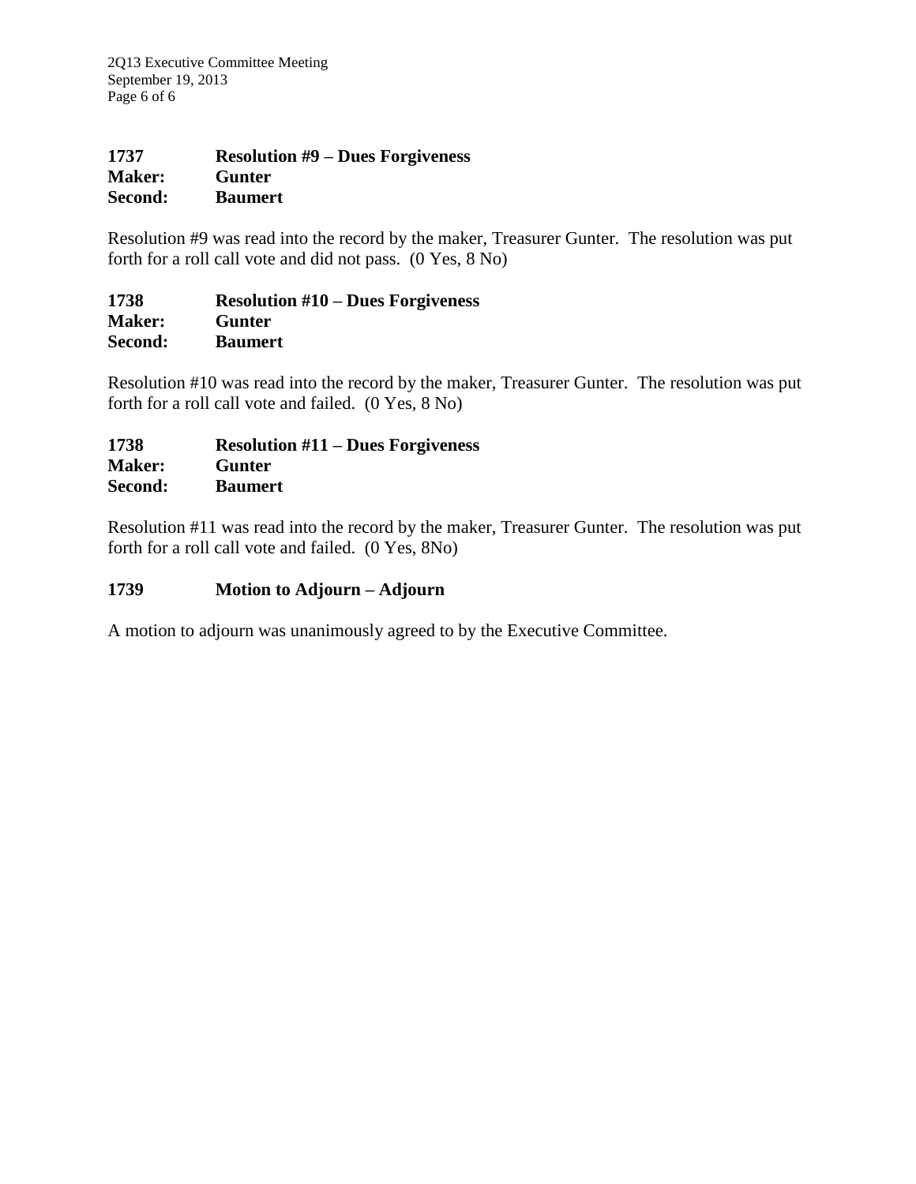**1737 Resolution #9 – Dues Forgiveness**
**Maker: Gunter**
**Second: Baumert**

Resolution #9 was read into the record by the maker, Treasurer Gunter. The resolution was put forth for a roll call vote and did not pass. (0 Yes, 8 No)

**1738 Resolution #10 – Dues Forgiveness**
**Maker: Gunter**
**Second: Baumert**

Resolution #10 was read into the record by the maker, Treasurer Gunter. The resolution was put forth for a roll call vote and failed. (0 Yes, 8 No)

**1738 Resolution #11 – Dues Forgiveness**
**Maker: Gunter**
**Second: Baumert**

Resolution #11 was read into the record by the maker, Treasurer Gunter. The resolution was put forth for a roll call vote and failed. (0 Yes, 8No)

**1739 Motion to Adjourn – Adjourn**

A motion to adjourn was unanimously agreed to by the Executive Committee.